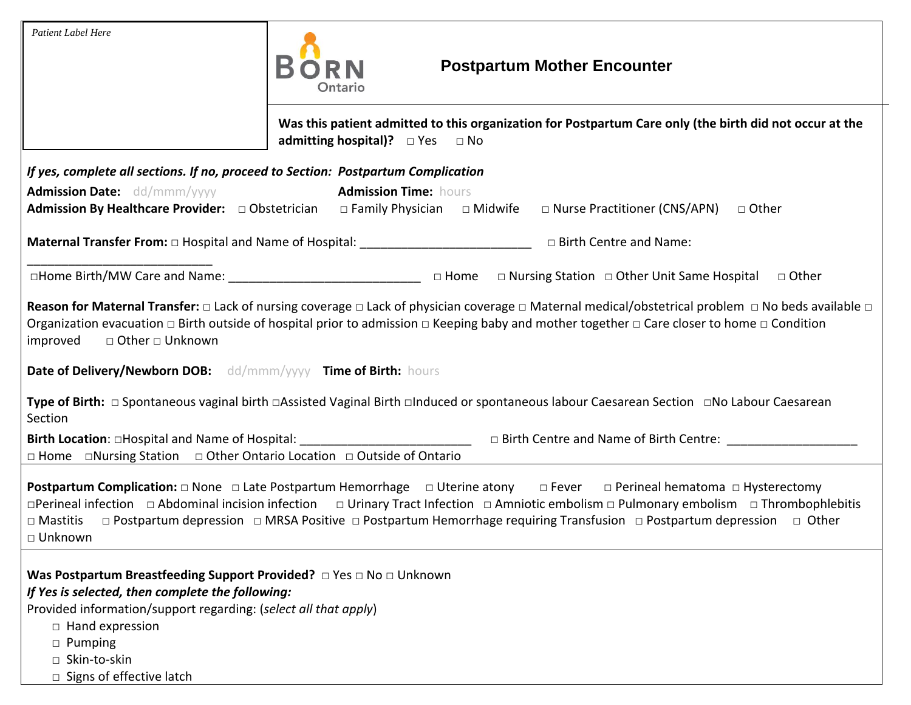*Patient Label Here*

BORN Ontario

# Postpartum Mother Encounter

**Was this patient admitted to this organization for Postpartum Care only (the birth did not occur at the admitting hospital)?** □ Yes □ No

***If yes, complete all sections. If no, proceed to Section: Postpartum Complication***

**Admission Date:** dd/mmm/yyyy **Admission Time:** hours

**Admission By Healthcare Provider:** □ Obstetrician □ Family Physician □ Midwife □ Nurse Practitioner (CNS/APN) □ Other

**Maternal Transfer From:** □ Hospital and Name of Hospital: _________________________ □ Birth Centre and Name: ___________________________

□Home Birth/MW Care and Name: ____________________________ □ Home □ Nursing Station □ Other Unit Same Hospital □ Other

**Reason for Maternal Transfer:** □ Lack of nursing coverage □ Lack of physician coverage □ Maternal medical/obstetrical problem □ No beds available □ Organization evacuation □ Birth outside of hospital prior to admission □ Keeping baby and mother together □ Care closer to home □ Condition improved □ Other □ Unknown

**Date of Delivery/Newborn DOB:** dd/mmm/yyyy **Time of Birth:** hours

**Type of Birth:** □ Spontaneous vaginal birth □Assisted Vaginal Birth □Induced or spontaneous labour Caesarean Section □No Labour Caesarean Section

**Birth Location**: □Hospital and Name of Hospital: _________________________ □ Birth Centre and Name of Birth Centre: ___________________
□ Home □Nursing Station □ Other Ontario Location □ Outside of Ontario

**Postpartum Complication:** □ None □ Late Postpartum Hemorrhage □ Uterine atony □ Fever □ Perineal hematoma □ Hysterectomy □Perineal infection □ Abdominal incision infection □ Urinary Tract Infection □ Amniotic embolism □ Pulmonary embolism □ Thrombophlebitis □ Mastitis □ Postpartum depression □ MRSA Positive □ Postpartum Hemorrhage requiring Transfusion □ Postpartum depression □ Other □ Unknown

**Was Postpartum Breastfeeding Support Provided?** □ Yes □ No □ Unknown

***If Yes is selected, then complete the following:***

Provided information/support regarding: (*select all that apply*)

- □ Hand expression
- □ Pumping
- □ Skin-to-skin
- □ Signs of effective latch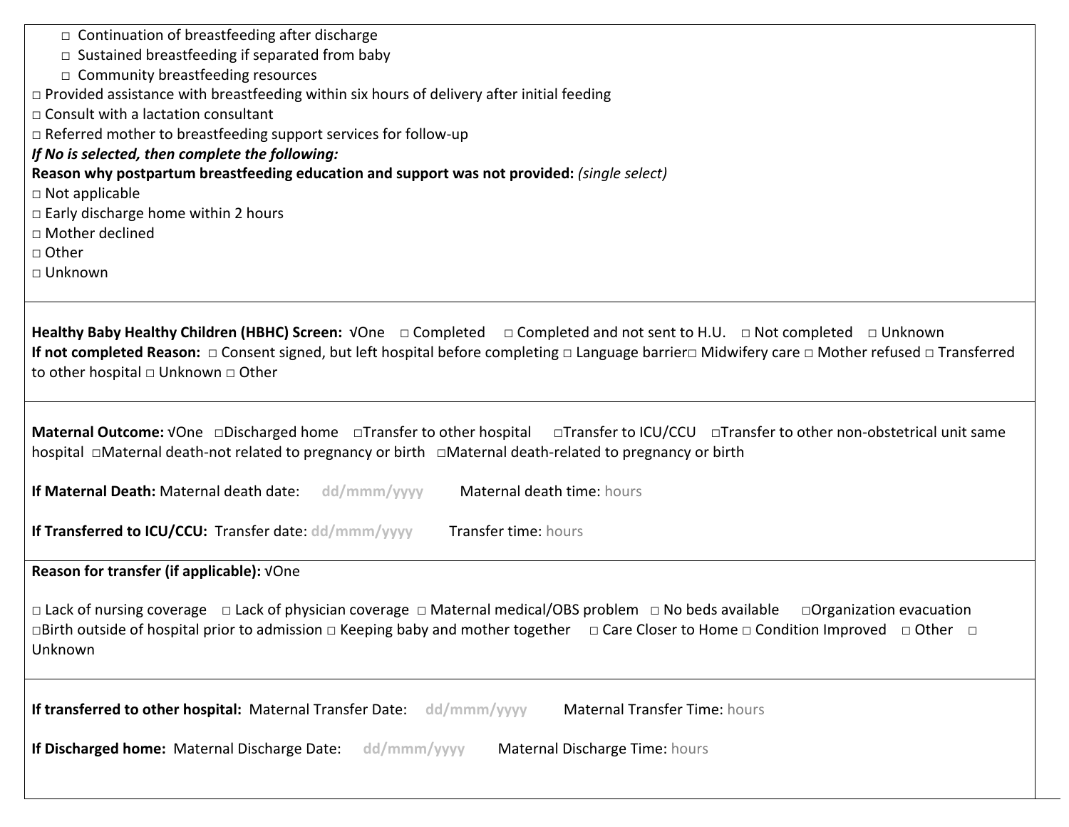- □ Continuation of breastfeeding after discharge
  - □ Sustained breastfeeding if separated from baby
  - □ Community breastfeeding resources

□ Provided assistance with breastfeeding within six hours of delivery after initial feeding
□ Consult with a lactation consultant
□ Referred mother to breastfeeding support services for follow-up

***If No is selected, then complete the following:***

**Reason why postpartum breastfeeding education and support was not provided:** *(single select)*

□ Not applicable
□ Early discharge home within 2 hours
□ Mother declined
□ Other
□ Unknown

---

**Healthy Baby Healthy Children (HBHC) Screen:** √One □ Completed □ Completed and not sent to H.U. □ Not completed □ Unknown

**If not completed Reason:** □ Consent signed, but left hospital before completing □ Language barrier□ Midwifery care □ Mother refused □ Transferred to other hospital □ Unknown □ Other

---

**Maternal Outcome:** √One □Discharged home □Transfer to other hospital □Transfer to ICU/CCU □Transfer to other non-obstetrical unit same hospital □Maternal death-not related to pregnancy or birth □Maternal death-related to pregnancy or birth

**If Maternal Death:** Maternal death date: dd/mmm/yyyy Maternal death time: hours

**If Transferred to ICU/CCU:** Transfer date: dd/mmm/yyyy Transfer time: hours

---

**Reason for transfer (if applicable):** √One

□ Lack of nursing coverage □ Lack of physician coverage □ Maternal medical/OBS problem □ No beds available □Organization evacuation □Birth outside of hospital prior to admission □ Keeping baby and mother together □ Care Closer to Home □ Condition Improved □ Other □ Unknown

---

**If transferred to other hospital:** Maternal Transfer Date: dd/mmm/yyyy Maternal Transfer Time: hours

**If Discharged home:** Maternal Discharge Date: dd/mmm/yyyy Maternal Discharge Time: hours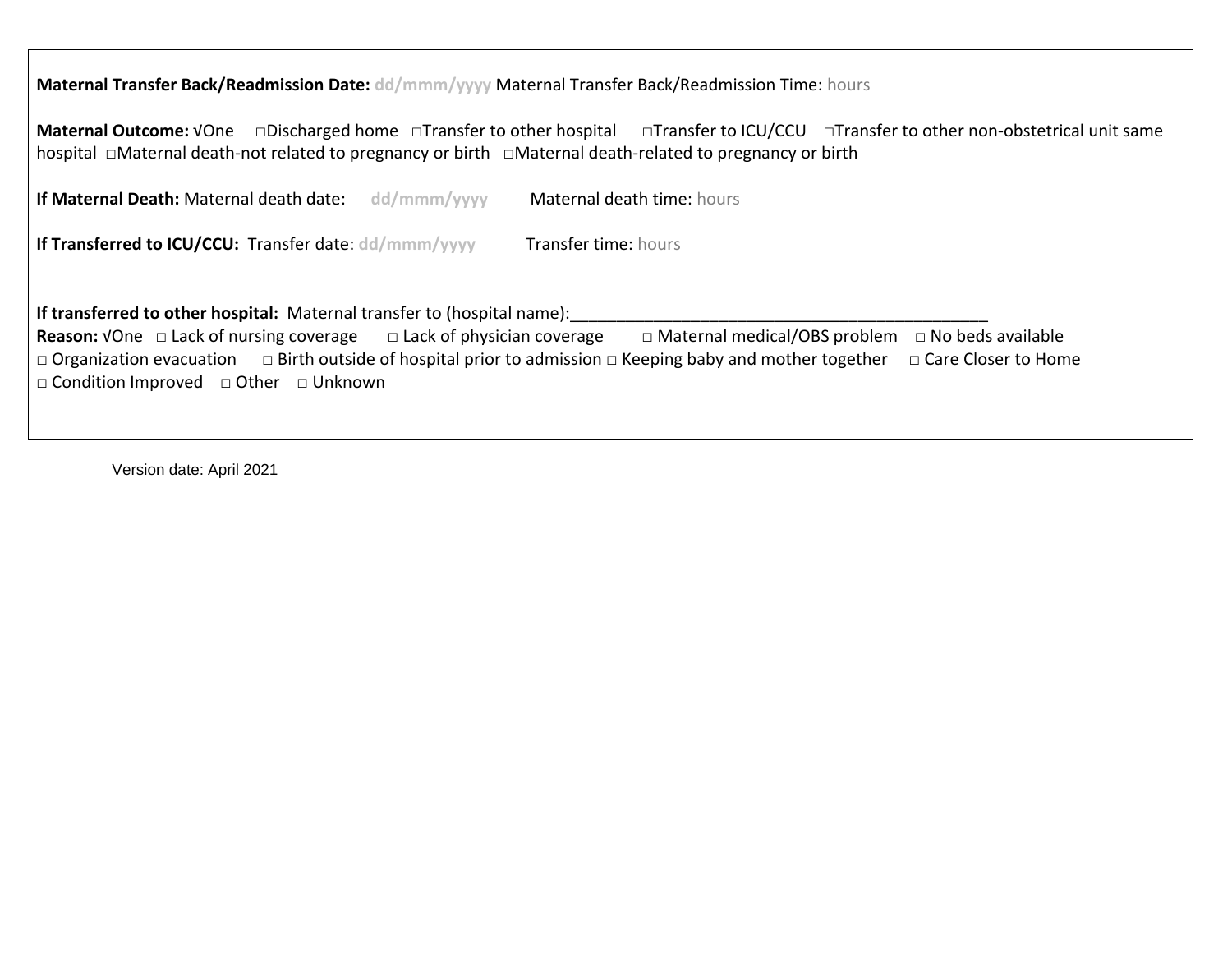**Maternal Transfer Back/Readmission Date:** dd/mmm/yyyy Maternal Transfer Back/Readmission Time: hours

**Maternal Outcome:** √One □Discharged home □Transfer to other hospital □Transfer to ICU/CCU □Transfer to other non-obstetrical unit same hospital □Maternal death-not related to pregnancy or birth □Maternal death-related to pregnancy or birth

**If Maternal Death:** Maternal death date: dd/mmm/yyyy Maternal death time: hours

**If Transferred to ICU/CCU:** Transfer date: dd/mmm/yyyy Transfer time: hours

**If transferred to other hospital:** Maternal transfer to (hospital name):_______________________________________________

**Reason:** √One □ Lack of nursing coverage □ Lack of physician coverage □ Maternal medical/OBS problem □ No beds available □ Organization evacuation □ Birth outside of hospital prior to admission □ Keeping baby and mother together □ Care Closer to Home □ Condition Improved □ Other □ Unknown

Version date: April 2021